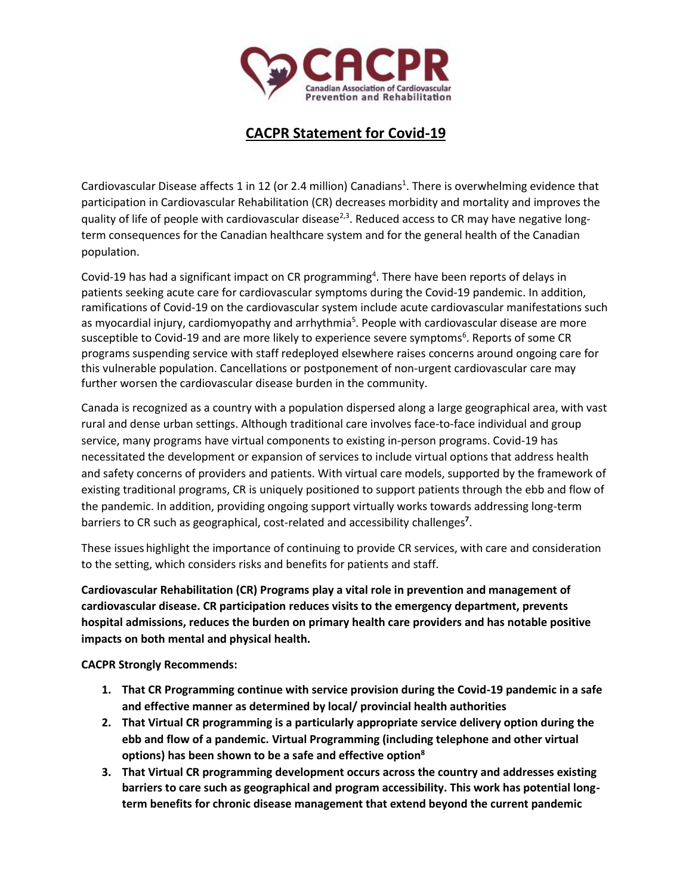# CACPR Statement for Covid-19

Cardiovascular Disease affects 1 in 12 (or 2.4 million) Canadians[1]. There is overwhelming evidence that participation in Cardiovascular Rehabilitation (CR) decreases morbidity and mortality and improves the quality of life of people with cardiovascular disease[2,3]. Reduced access to CR may have negative long-term consequences for the Canadian healthcare system and for the general health of the Canadian population.

Covid-19 has had a significant impact on CR programming[4]. There have been reports of delays in patients seeking acute care for cardiovascular symptoms during the Covid-19 pandemic. In addition, ramifications of Covid-19 on the cardiovascular system include acute cardiovascular manifestations such as myocardial injury, cardiomyopathy and arrhythmia[5]. People with cardiovascular disease are more susceptible to Covid-19 and are more likely to experience severe symptoms[6]. Reports of some CR programs suspending service with staff redeployed elsewhere raises concerns around ongoing care for this vulnerable population. Cancellations or postponement of non-urgent cardiovascular care may further worsen the cardiovascular disease burden in the community.

Canada is recognized as a country with a population dispersed along a large geographical area, with vast rural and dense urban settings. Although traditional care involves face-to-face individual and group service, many programs have virtual components to existing in-person programs. Covid-19 has necessitated the development or expansion of services to include virtual options that address health and safety concerns of providers and patients. With virtual care models, supported by the framework of existing traditional programs, CR is uniquely positioned to support patients through the ebb and flow of the pandemic. In addition, providing ongoing support virtually works towards addressing long-term barriers to CR such as geographical, cost-related and accessibility challenges[7].

These issues highlight the importance of continuing to provide CR services, with care and consideration to the setting, which considers risks and benefits for patients and staff.

**Cardiovascular Rehabilitation (CR) Programs play a vital role in prevention and management of cardiovascular disease. CR participation reduces visits to the emergency department, prevents hospital admissions, reduces the burden on primary health care providers and has notable positive impacts on both mental and physical health.**

**CACPR Strongly Recommends:**

1. **That CR Programming continue with service provision during the Covid-19 pandemic in a safe and effective manner as determined by local/ provincial health authorities**
2. **That Virtual CR programming is a particularly appropriate service delivery option during the ebb and flow of a pandemic. Virtual Programming (including telephone and other virtual options) has been shown to be a safe and effective option[8]**
3. **That Virtual CR programming development occurs across the country and addresses existing barriers to care such as geographical and program accessibility. This work has potential long-term benefits for chronic disease management that extend beyond the current pandemic**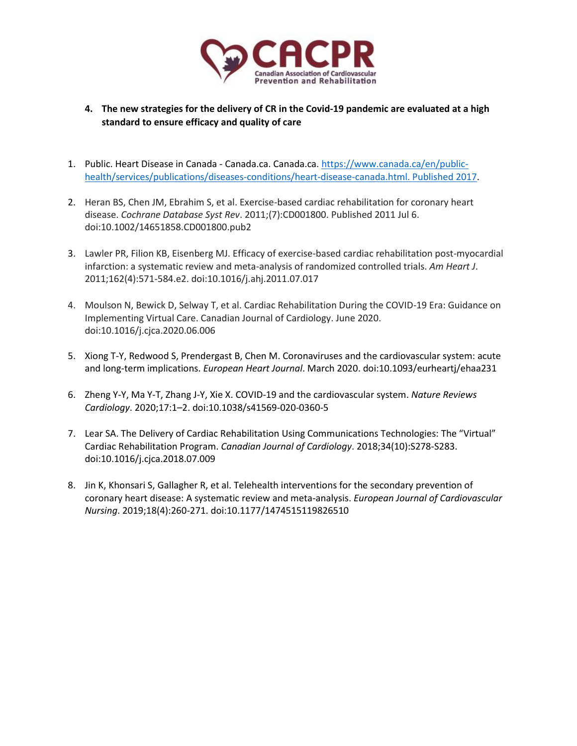4. **The new strategies for the delivery of CR in the Covid-19 pandemic are evaluated at a high standard to ensure efficacy and quality of care**

1. Public. Heart Disease in Canada - Canada.ca. Canada.ca. https://www.canada.ca/en/public-health/services/publications/diseases-conditions/heart-disease-canada.html. Published 2017.

2. Heran BS, Chen JM, Ebrahim S, et al. Exercise-based cardiac rehabilitation for coronary heart disease. *Cochrane Database Syst Rev*. 2011;(7):CD001800. Published 2011 Jul 6. doi:10.1002/14651858.CD001800.pub2

3. Lawler PR, Filion KB, Eisenberg MJ. Efficacy of exercise-based cardiac rehabilitation post-myocardial infarction: a systematic review and meta-analysis of randomized controlled trials. *Am Heart J*. 2011;162(4):571-584.e2. doi:10.1016/j.ahj.2011.07.017

4. Moulson N, Bewick D, Selway T, et al. Cardiac Rehabilitation During the COVID-19 Era: Guidance on Implementing Virtual Care. Canadian Journal of Cardiology. June 2020. doi:10.1016/j.cjca.2020.06.006

5. Xiong T-Y, Redwood S, Prendergast B, Chen M. Coronaviruses and the cardiovascular system: acute and long-term implications. *European Heart Journal*. March 2020. doi:10.1093/eurheartj/ehaa231

6. Zheng Y-Y, Ma Y-T, Zhang J-Y, Xie X. COVID-19 and the cardiovascular system. *Nature Reviews Cardiology*. 2020;17:1–2. doi:10.1038/s41569-020-0360-5

7. Lear SA. The Delivery of Cardiac Rehabilitation Using Communications Technologies: The "Virtual" Cardiac Rehabilitation Program. *Canadian Journal of Cardiology*. 2018;34(10):S278-S283. doi:10.1016/j.cjca.2018.07.009

8. Jin K, Khonsari S, Gallagher R, et al. Telehealth interventions for the secondary prevention of coronary heart disease: A systematic review and meta-analysis. *European Journal of Cardiovascular Nursing*. 2019;18(4):260-271. doi:10.1177/1474515119826510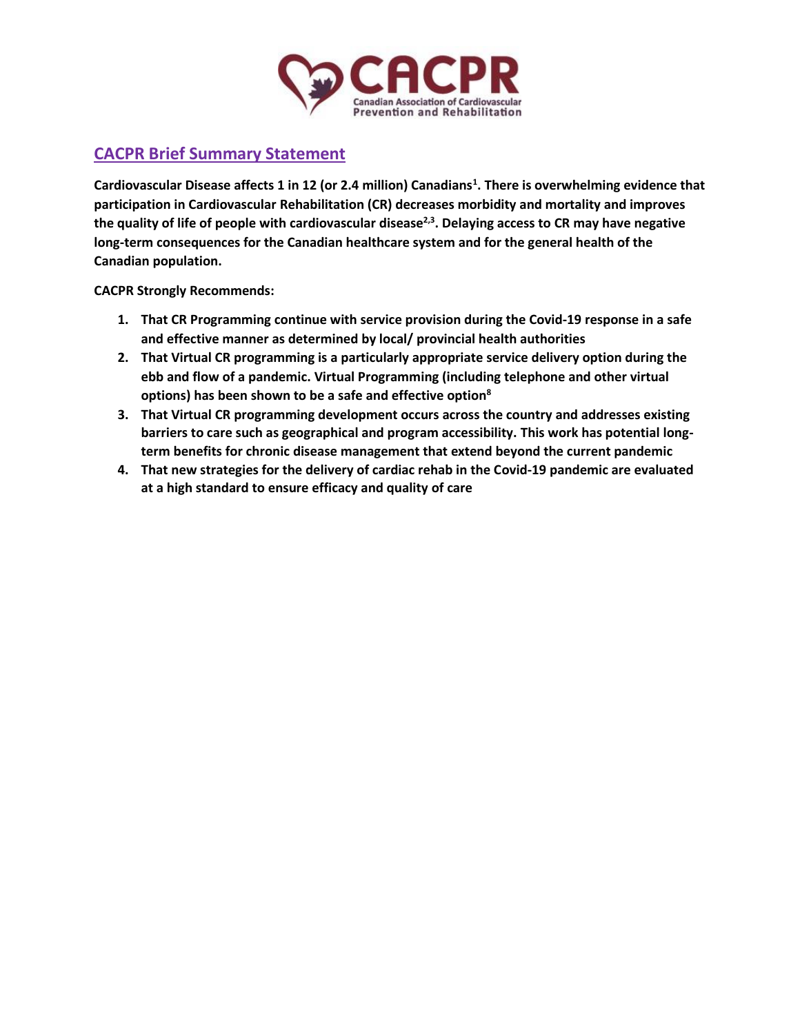CACPR
Canadian Association of Cardiovascular Prevention and Rehabilitation

## CACPR Brief Summary Statement

**Cardiovascular Disease affects 1 in 12 (or 2.4 million) Canadians[1]. There is overwhelming evidence that participation in Cardiovascular Rehabilitation (CR) decreases morbidity and mortality and improves the quality of life of people with cardiovascular disease[2,3]. Delaying access to CR may have negative long-term consequences for the Canadian healthcare system and for the general health of the Canadian population.**

**CACPR Strongly Recommends:**

1. **That CR Programming continue with service provision during the Covid-19 response in a safe and effective manner as determined by local/ provincial health authorities**
2. **That Virtual CR programming is a particularly appropriate service delivery option during the ebb and flow of a pandemic. Virtual Programming (including telephone and other virtual options) has been shown to be a safe and effective option[8]**
3. **That Virtual CR programming development occurs across the country and addresses existing barriers to care such as geographical and program accessibility. This work has potential long-term benefits for chronic disease management that extend beyond the current pandemic**
4. **That new strategies for the delivery of cardiac rehab in the Covid-19 pandemic are evaluated at a high standard to ensure efficacy and quality of care**